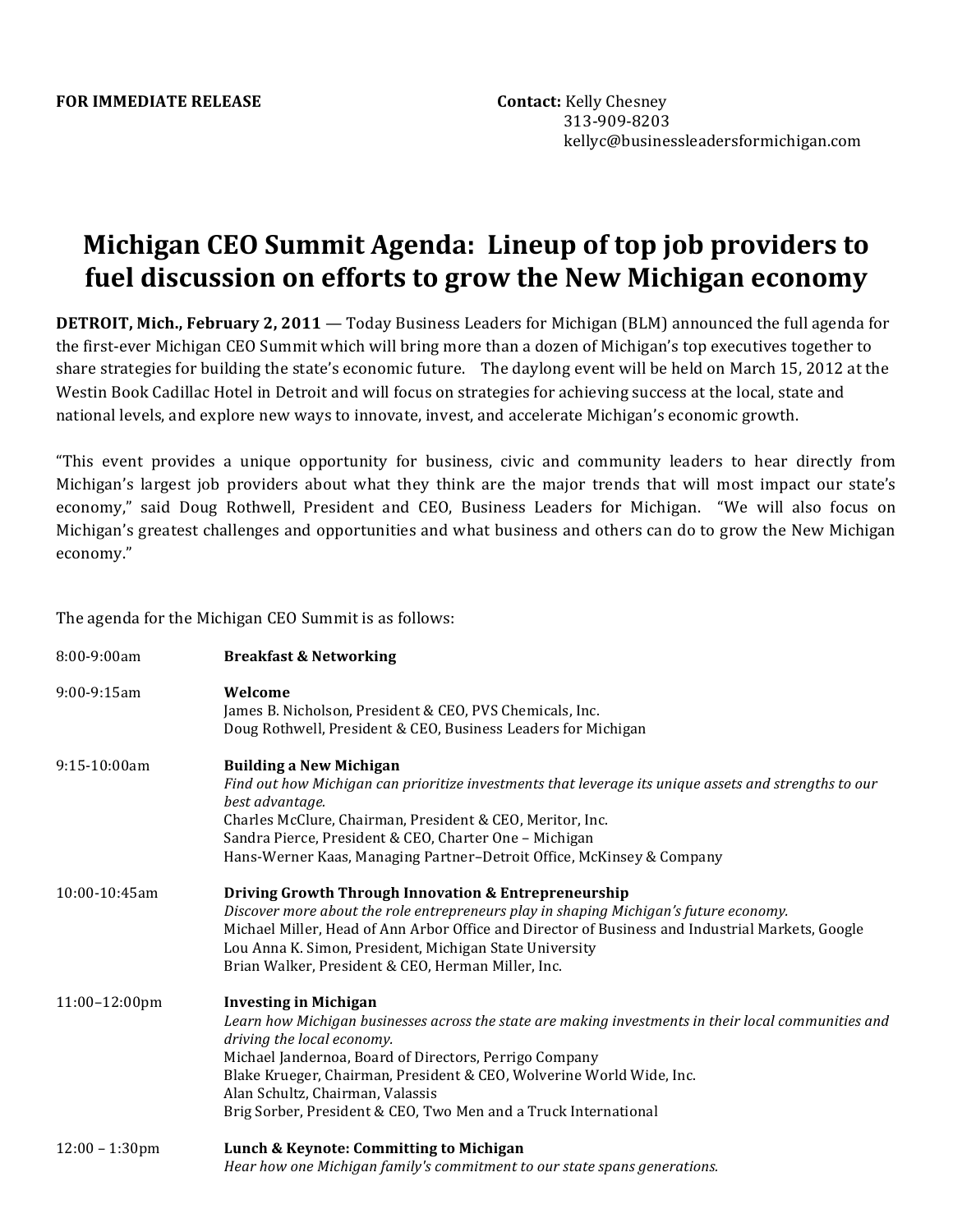**FOR IMMEDIATE RELEASE**

**Contact:** Kelly Chesney
313-909-8203
kellyc@businessleadersformichigan.com

# Michigan CEO Summit Agenda: Lineup of top job providers to fuel discussion on efforts to grow the New Michigan economy

**DETROIT, Mich., February 2, 2011** — Today Business Leaders for Michigan (BLM) announced the full agenda for the first-ever Michigan CEO Summit which will bring more than a dozen of Michigan's top executives together to share strategies for building the state's economic future. The daylong event will be held on March 15, 2012 at the Westin Book Cadillac Hotel in Detroit and will focus on strategies for achieving success at the local, state and national levels, and explore new ways to innovate, invest, and accelerate Michigan's economic growth.

"This event provides a unique opportunity for business, civic and community leaders to hear directly from Michigan's largest job providers about what they think are the major trends that will most impact our state's economy," said Doug Rothwell, President and CEO, Business Leaders for Michigan. "We will also focus on Michigan's greatest challenges and opportunities and what business and others can do to grow the New Michigan economy."

The agenda for the Michigan CEO Summit is as follows:

8:00-9:00am **Breakfast & Networking**

9:00-9:15am **Welcome**
James B. Nicholson, President & CEO, PVS Chemicals, Inc.
Doug Rothwell, President & CEO, Business Leaders for Michigan

9:15-10:00am **Building a New Michigan**
*Find out how Michigan can prioritize investments that leverage its unique assets and strengths to our best advantage.*
Charles McClure, Chairman, President & CEO, Meritor, Inc.
Sandra Pierce, President & CEO, Charter One – Michigan
Hans-Werner Kaas, Managing Partner–Detroit Office, McKinsey & Company

10:00-10:45am **Driving Growth Through Innovation & Entrepreneurship**
*Discover more about the role entrepreneurs play in shaping Michigan's future economy.*
Michael Miller, Head of Ann Arbor Office and Director of Business and Industrial Markets, Google
Lou Anna K. Simon, President, Michigan State University
Brian Walker, President & CEO, Herman Miller, Inc.

11:00–12:00pm **Investing in Michigan**
*Learn how Michigan businesses across the state are making investments in their local communities and driving the local economy.*
Michael Jandernoa, Board of Directors, Perrigo Company
Blake Krueger, Chairman, President & CEO, Wolverine World Wide, Inc.
Alan Schultz, Chairman, Valassis
Brig Sorber, President & CEO, Two Men and a Truck International

12:00 – 1:30pm **Lunch & Keynote: Committing to Michigan**
*Hear how one Michigan family's commitment to our state spans generations.*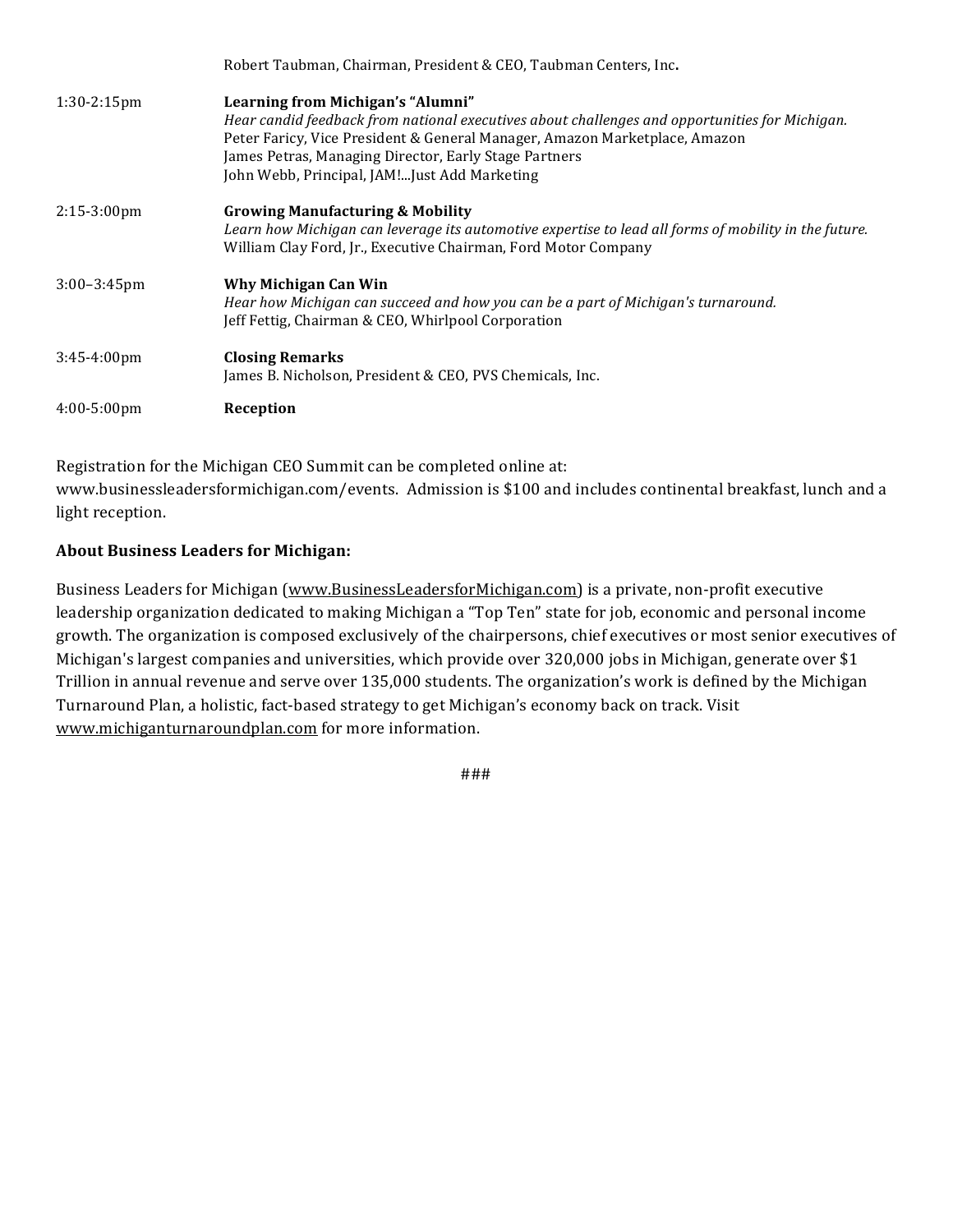Robert Taubman, Chairman, President & CEO, Taubman Centers, Inc**.**

| | |
|---|---|
| 1:30-2:15pm | **Learning from Michigan's "Alumni"**<br>*Hear candid feedback from national executives about challenges and opportunities for Michigan.*<br>Peter Faricy, Vice President & General Manager, Amazon Marketplace, Amazon<br>James Petras, Managing Director, Early Stage Partners<br>John Webb, Principal, JAM!...Just Add Marketing |
| 2:15-3:00pm | **Growing Manufacturing & Mobility**<br>*Learn how Michigan can leverage its automotive expertise to lead all forms of mobility in the future.*<br>William Clay Ford, Jr., Executive Chairman, Ford Motor Company |
| 3:00–3:45pm | **Why Michigan Can Win**<br>*Hear how Michigan can succeed and how you can be a part of Michigan's turnaround.*<br>Jeff Fettig, Chairman & CEO, Whirlpool Corporation |
| 3:45-4:00pm | **Closing Remarks**<br>James B. Nicholson, President & CEO, PVS Chemicals, Inc. |
| 4:00-5:00pm | **Reception** |

Registration for the Michigan CEO Summit can be completed online at: www.businessleadersformichigan.com/events. Admission is $100 and includes continental breakfast, lunch and a light reception.

**About Business Leaders for Michigan:**

Business Leaders for Michigan (www.BusinessLeadersforMichigan.com) is a private, non-profit executive leadership organization dedicated to making Michigan a "Top Ten" state for job, economic and personal income growth. The organization is composed exclusively of the chairpersons, chief executives or most senior executives of Michigan's largest companies and universities, which provide over 320,000 jobs in Michigan, generate over $1 Trillion in annual revenue and serve over 135,000 students. The organization's work is defined by the Michigan Turnaround Plan, a holistic, fact-based strategy to get Michigan's economy back on track. Visit www.michiganturnaroundplan.com for more information.

###